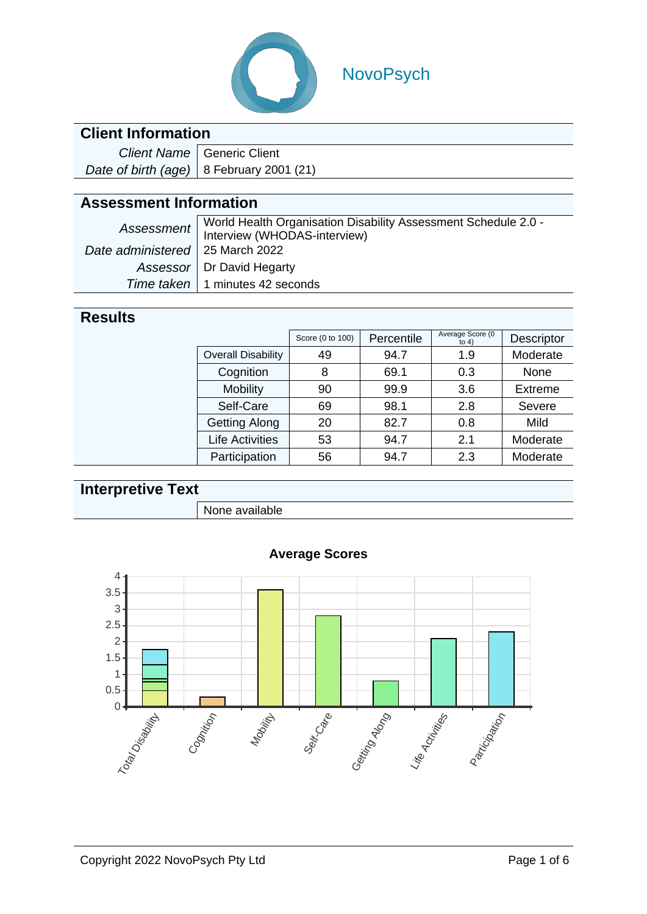NovoPsych

## Client Information

| | |
|---|---|
| *Client Name* | Generic Client |
| *Date of birth (age)* | 8 February 2001 (21) |

## Assessment Information

| | |
|---|---|
| *Assessment* | World Health Organisation Disability Assessment Schedule 2.0 - Interview (WHODAS-interview) |
| *Date administered* | 25 March 2022 |
| *Assessor* | Dr David Hegarty |
| *Time taken* | 1 minutes 42 seconds |

## Results

| | Score (0 to 100) | Percentile | Average Score (0 to 4) | Descriptor |
|---|---|---|---|---|
| Overall Disability | 49 | 94.7 | 1.9 | Moderate |
| Cognition | 8 | 69.1 | 0.3 | None |
| Mobility | 90 | 99.9 | 3.6 | Extreme |
| Self-Care | 69 | 98.1 | 2.8 | Severe |
| Getting Along | 20 | 82.7 | 0.8 | Mild |
| Life Activities | 53 | 94.7 | 2.1 | Moderate |
| Participation | 56 | 94.7 | 2.3 | Moderate |

## Interpretive Text

None available

**Average Scores**

| Domain | Average Score |
|---|---|
| Total Disability | 1.9 |
| Cognition | 0.3 |
| Mobility | 3.6 |
| Self-Care | 2.8 |
| Getting Along | 0.8 |
| Life Activities | 2.1 |
| Participation | 2.3 |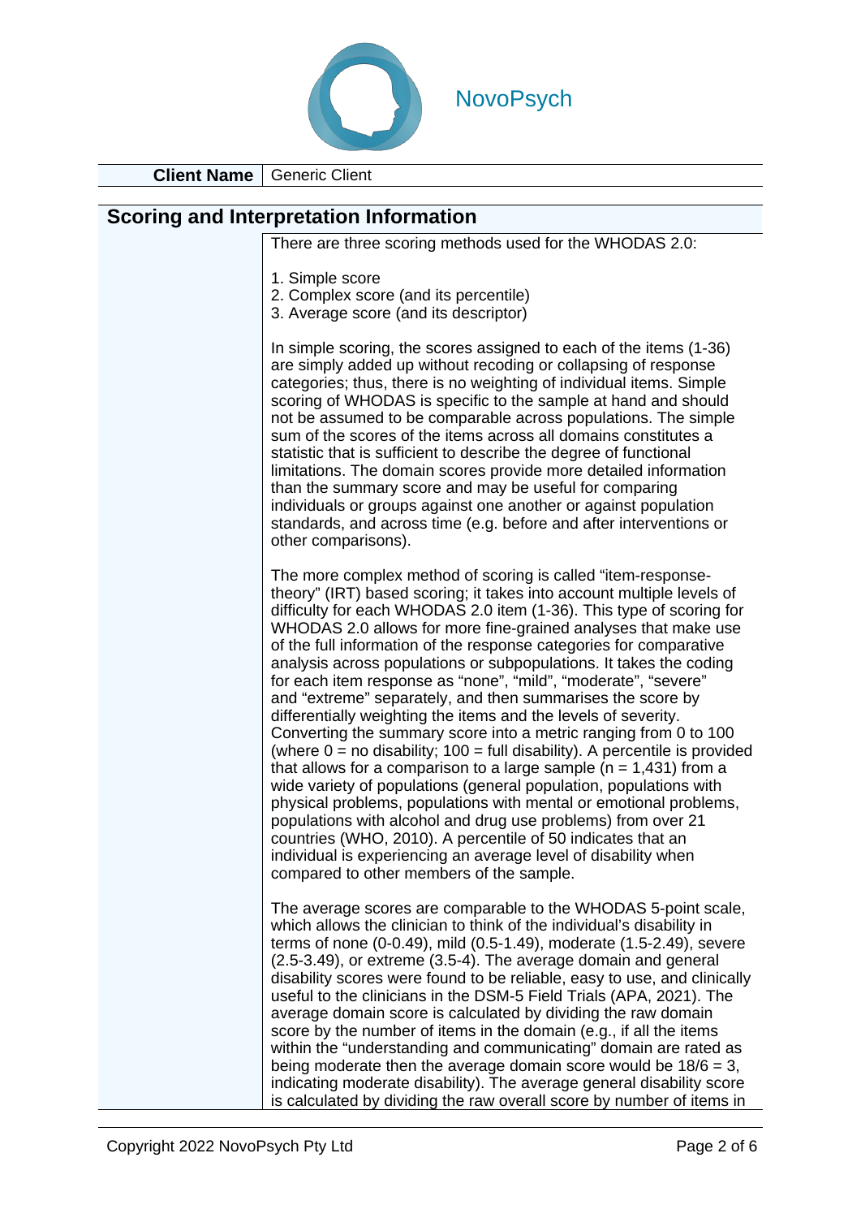NovoPsych

| Client Name | Generic Client |
|---|---|

## Scoring and Interpretation Information

There are three scoring methods used for the WHODAS 2.0:

1. Simple score
2. Complex score (and its percentile)
3. Average score (and its descriptor)

In simple scoring, the scores assigned to each of the items (1-36) are simply added up without recoding or collapsing of response categories; thus, there is no weighting of individual items. Simple scoring of WHODAS is specific to the sample at hand and should not be assumed to be comparable across populations. The simple sum of the scores of the items across all domains constitutes a statistic that is sufficient to describe the degree of functional limitations. The domain scores provide more detailed information than the summary score and may be useful for comparing individuals or groups against one another or against population standards, and across time (e.g. before and after interventions or other comparisons).

The more complex method of scoring is called "item-response-theory" (IRT) based scoring; it takes into account multiple levels of difficulty for each WHODAS 2.0 item (1-36). This type of scoring for WHODAS 2.0 allows for more fine-grained analyses that make use of the full information of the response categories for comparative analysis across populations or subpopulations. It takes the coding for each item response as "none", "mild", "moderate", "severe" and "extreme" separately, and then summarises the score by differentially weighting the items and the levels of severity. Converting the summary score into a metric ranging from 0 to 100 (where 0 = no disability; 100 = full disability). A percentile is provided that allows for a comparison to a large sample (n = 1,431) from a wide variety of populations (general population, populations with physical problems, populations with mental or emotional problems, populations with alcohol and drug use problems) from over 21 countries (WHO, 2010). A percentile of 50 indicates that an individual is experiencing an average level of disability when compared to other members of the sample.

The average scores are comparable to the WHODAS 5-point scale, which allows the clinician to think of the individual's disability in terms of none (0-0.49), mild (0.5-1.49), moderate (1.5-2.49), severe (2.5-3.49), or extreme (3.5-4). The average domain and general disability scores were found to be reliable, easy to use, and clinically useful to the clinicians in the DSM-5 Field Trials (APA, 2021). The average domain score is calculated by dividing the raw domain score by the number of items in the domain (e.g., if all the items within the "understanding and communicating" domain are rated as being moderate then the average domain score would be 18/6 = 3, indicating moderate disability). The average general disability score is calculated by dividing the raw overall score by number of items in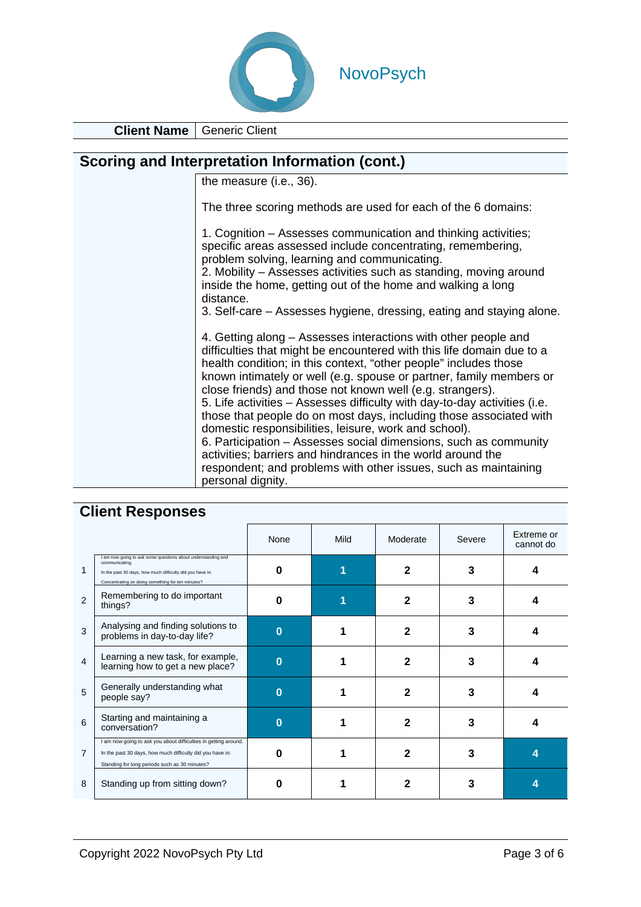NovoPsych

| Client Name | Generic Client |
|---|---|

## Scoring and Interpretation Information (cont.)

the measure (i.e., 36).

The three scoring methods are used for each of the 6 domains:

1. Cognition – Assesses communication and thinking activities; specific areas assessed include concentrating, remembering, problem solving, learning and communicating.
2. Mobility – Assesses activities such as standing, moving around inside the home, getting out of the home and walking a long distance.
3. Self-care – Assesses hygiene, dressing, eating and staying alone.

4. Getting along – Assesses interactions with other people and difficulties that might be encountered with this life domain due to a health condition; in this context, "other people" includes those known intimately or well (e.g. spouse or partner, family members or close friends) and those not known well (e.g. strangers).
5. Life activities – Assesses difficulty with day-to-day activities (i.e. those that people do on most days, including those associated with domestic responsibilities, leisure, work and school).
6. Participation – Assesses social dimensions, such as community activities; barriers and hindrances in the world around the respondent; and problems with other issues, such as maintaining personal dignity.

## Client Responses

| | | None | Mild | Moderate | Severe | Extreme or cannot do |
|---|---|---|---|---|---|---|
| 1 | I am now going to ask some questions about understanding and communicating. In the past 30 days, how much difficulty did you have in: Concentrating on doing something for ten minutes? | 0 | **1** (selected) | 2 | 3 | 4 |
| 2 | Remembering to do important things? | 0 | **1** (selected) | 2 | 3 | 4 |
| 3 | Analysing and finding solutions to problems in day-to-day life? | **0** (selected) | 1 | 2 | 3 | 4 |
| 4 | Learning a new task, for example, learning how to get a new place? | **0** (selected) | 1 | 2 | 3 | 4 |
| 5 | Generally understanding what people say? | **0** (selected) | 1 | 2 | 3 | 4 |
| 6 | Starting and maintaining a conversation? | **0** (selected) | 1 | 2 | 3 | 4 |
| 7 | I am now going to ask you about difficulties in getting around. In the past 30 days, how much difficulty did you have in: Standing for long periods such as 30 minutes? | 0 | 1 | 2 | 3 | **4** (selected) |
| 8 | Standing up from sitting down? | 0 | 1 | 2 | 3 | **4** (selected) |

Copyright 2022 NovoPsych Pty Ltd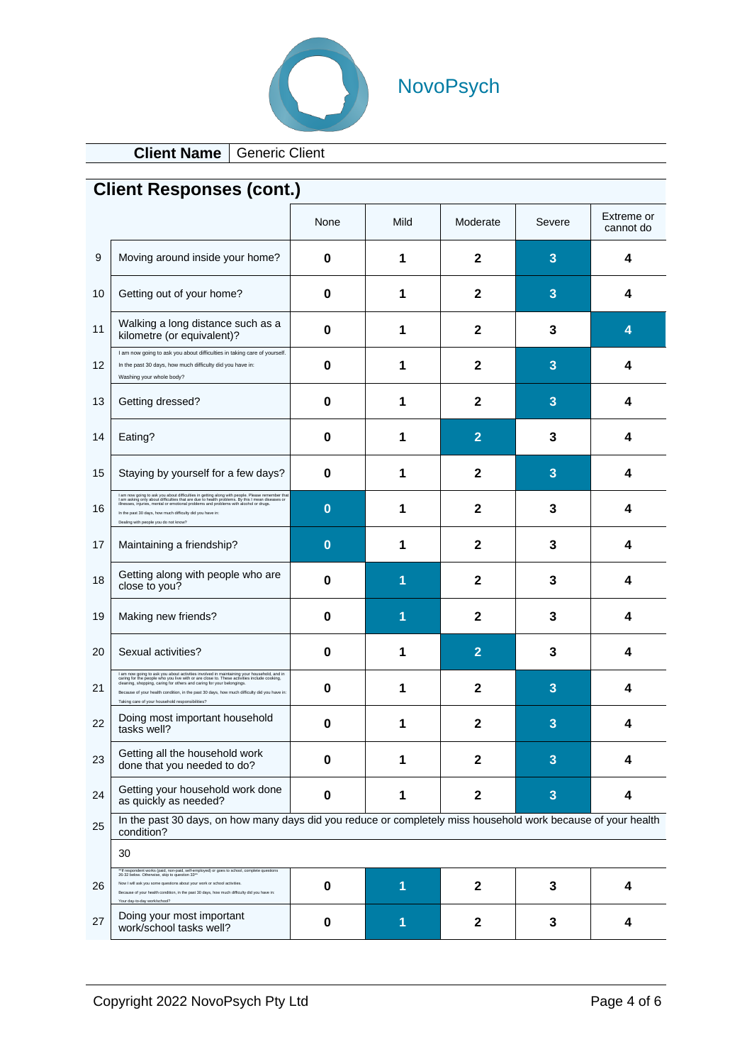NovoPsych

| Client Name | Generic Client |
|---|---|

## Client Responses (cont.)

| | | None | Mild | Moderate | Severe | Extreme or cannot do |
|---|---|---|---|---|---|---|
| 9 | Moving around inside your home? | 0 | 1 | 2 | **[3]** | 4 |
| 10 | Getting out of your home? | 0 | 1 | 2 | **[3]** | 4 |
| 11 | Walking a long distance such as a kilometre (or equivalent)? | 0 | 1 | 2 | 3 | **[4]** |
| 12 | I am now going to ask you about difficulties in taking care of yourself. In the past 30 days, how much difficulty did you have in: Washing your whole body? | 0 | 1 | 2 | **[3]** | 4 |
| 13 | Getting dressed? | 0 | 1 | 2 | **[3]** | 4 |
| 14 | Eating? | 0 | 1 | **[2]** | 3 | 4 |
| 15 | Staying by yourself for a few days? | 0 | 1 | 2 | **[3]** | 4 |
| 16 | I am now going to ask you about difficulties in getting along with people. Please remember that I am asking only about difficulties that are due to health problems. By this I mean diseases or illnesses, injuries, mental or emotional problems and problems with alcohol or drugs. In the past 30 days, how much difficulty did you have in: Dealing with people you do not know? | **[0]** | 1 | 2 | 3 | 4 |
| 17 | Maintaining a friendship? | **[0]** | 1 | 2 | 3 | 4 |
| 18 | Getting along with people who are close to you? | 0 | **[1]** | 2 | 3 | 4 |
| 19 | Making new friends? | 0 | **[1]** | 2 | 3 | 4 |
| 20 | Sexual activities? | 0 | 1 | **[2]** | 3 | 4 |
| 21 | I am now going to ask you about activities involved in maintaining your household, and in caring for the people who you live with or are close to. These activities include cooking, cleaning, shopping, caring for others and caring for your belongings. Because of your health condition, in the past 30 days, how much difficulty did you have in: Taking care of your household responsibilities? | 0 | 1 | 2 | **[3]** | 4 |
| 22 | Doing most important household tasks well? | 0 | 1 | 2 | **[3]** | 4 |
| 23 | Getting all the household work done that you needed to do? | 0 | 1 | 2 | **[3]** | 4 |
| 24 | Getting your household work done as quickly as needed? | 0 | 1 | 2 | **[3]** | 4 |
| 25 | In the past 30 days, on how many days did you reduce or completely miss household work because of your health condition? | | | | | |
| | 30 | | | | | |
| 26 | **If respondent works (paid, non-paid, self-employed) or goes to school, complete questions 26-32 below. Otherwise, skip to question 33** Now I will ask you some questions about your work or school activities. Because of your health condition, in the past 30 days, how much difficulty did you have in: Your day-to-day work/school? | 0 | **[1]** | 2 | 3 | 4 |
| 27 | Doing your most important work/school tasks well? | 0 | **[1]** | 2 | 3 | 4 |

Copyright 2022 NovoPsych Pty Ltd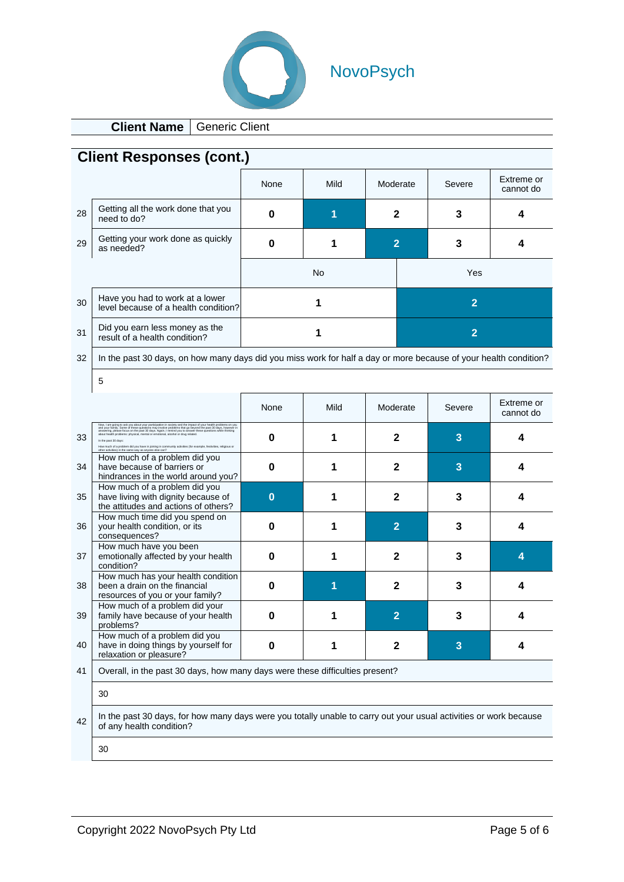NovoPsych

| **Client Name** | Generic Client |
|---|---|

## Client Responses (cont.)

| | | None | Mild | Moderate | Severe | Extreme or cannot do |
|---|---|---|---|---|---|---|
| 28 | Getting all the work done that you need to do? | 0 | **1** (selected) | 2 | 3 | 4 |
| 29 | Getting your work done as quickly as needed? | 0 | 1 | **2** (selected) | 3 | 4 |

| | | No | Yes |
|---|---|---|---|
| 30 | Have you had to work at a lower level because of a health condition? | 1 | **2** (selected) |
| 31 | Did you earn less money as the result of a health condition? | 1 | **2** (selected) |

32 In the past 30 days, on how many days did you miss work for half a day or more because of your health condition?

5

| | | None | Mild | Moderate | Severe | Extreme or cannot do |
|---|---|---|---|---|---|---|
| 33 | Now, I am going to ask you about your participation in society and the impact of your health problems on you and your family. Some of these questions may involve problems that go beyond the past 30 days, however in answering, please focus on the past 30 days. Again, I remind you to answer these questions while thinking about health problems: physical, mental or emotional, alcohol or drug related. In the past 30 days: How much of a problem did you have in joining in community activities (for example, festivities, religious or other activities) in the same way as anyone else can? | 0 | 1 | 2 | **3** (selected) | 4 |
| 34 | How much of a problem did you have because of barriers or hindrances in the world around you? | 0 | 1 | 2 | **3** (selected) | 4 |
| 35 | How much of a problem did you have living with dignity because of the attitudes and actions of others? | **0** (selected) | 1 | 2 | 3 | 4 |
| 36 | How much time did you spend on your health condition, or its consequences? | 0 | 1 | **2** (selected) | 3 | 4 |
| 37 | How much have you been emotionally affected by your health condition? | 0 | 1 | 2 | 3 | **4** (selected) |
| 38 | How much has your health condition been a drain on the financial resources of you or your family? | 0 | **1** (selected) | 2 | 3 | 4 |
| 39 | How much of a problem did your family have because of your health problems? | 0 | 1 | **2** (selected) | 3 | 4 |
| 40 | How much of a problem did you have in doing things by yourself for relaxation or pleasure? | 0 | 1 | 2 | **3** (selected) | 4 |

41 Overall, in the past 30 days, how many days were these difficulties present?

30

42 In the past 30 days, for how many days were you totally unable to carry out your usual activities or work because of any health condition?

30

Copyright 2022 NovoPsych Pty Ltd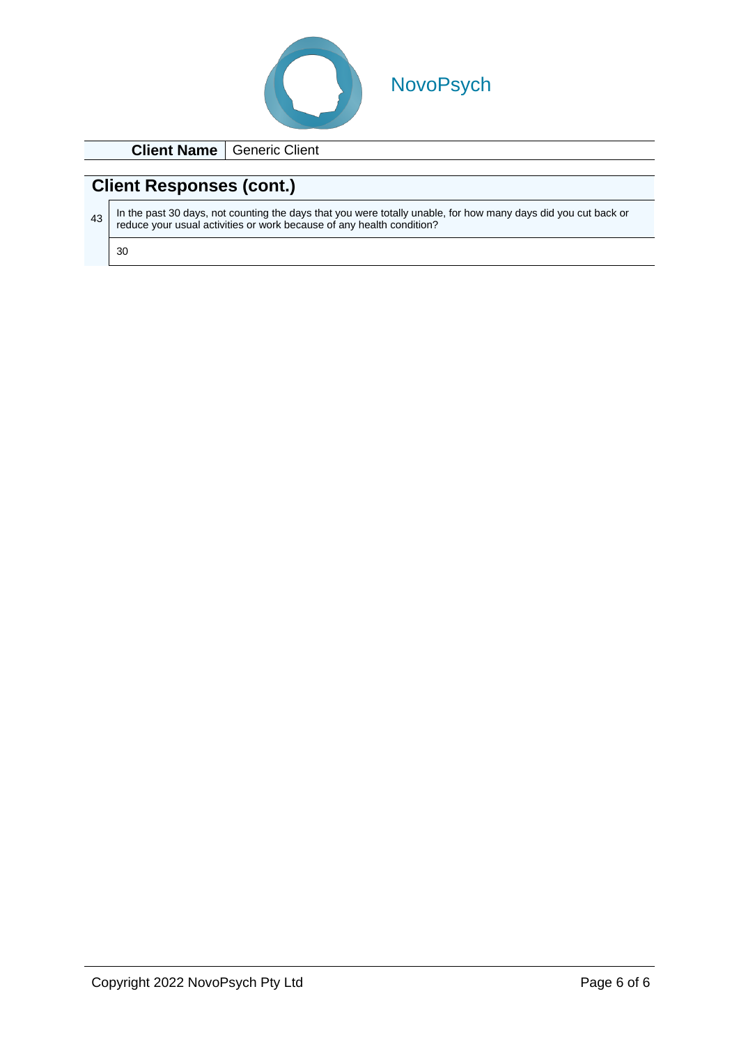NovoPsych

| Client Name | Generic Client |
| --- | --- |

## Client Responses (cont.)

| | |
| --- | --- |
| 43 | In the past 30 days, not counting the days that you were totally unable, for how many days did you cut back or reduce your usual activities or work because of any health condition? |
| | 30 |

Copyright 2022 NovoPsych Pty Ltd